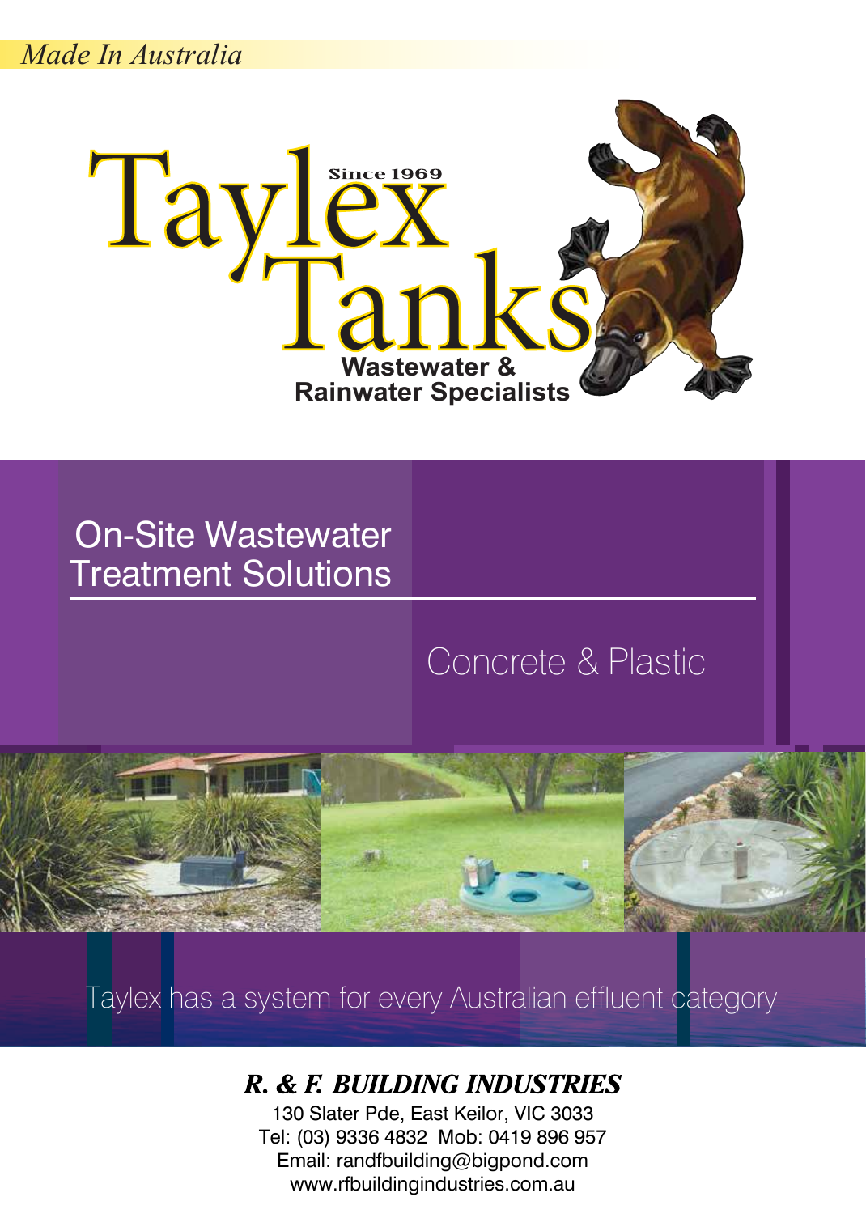*Made In Australia*

# Taylex Tanks

Since 1969

**Wastewater & Rainwater Specialists**

## On-Site Wastewater Treatment Solutions

Concrete & Plastic

Taylex has a system for every Australian effluent category

***R. & F. BUILDING INDUSTRIES***

130 Slater Pde, East Keilor, VIC 3033
Tel: (03) 9336 4832 Mob: 0419 896 957
Email: randfbuilding@bigpond.com
www.rfbuildingindustries.com.au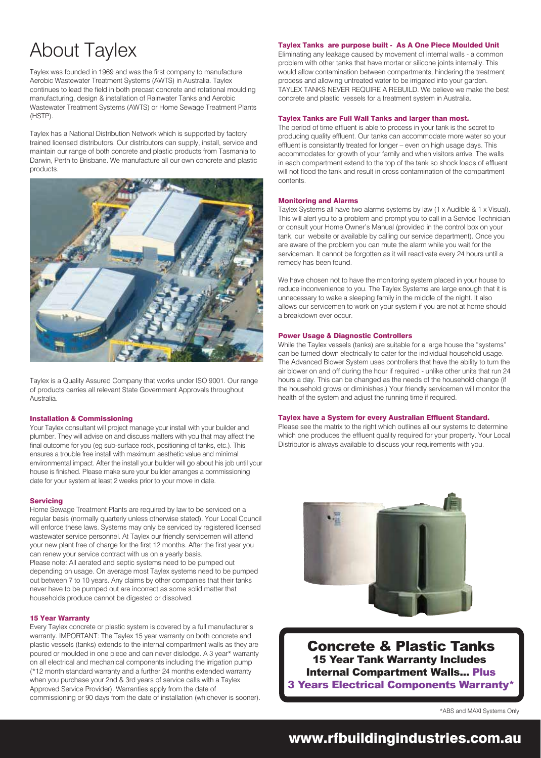# About Taylex

Taylex was founded in 1969 and was the first company to manufacture Aerobic Wastewater Treatment Systems (AWTS) in Australia. Taylex continues to lead the field in both precast concrete and rotational moulding manufacturing, design & installation of Rainwater Tanks and Aerobic Wastewater Treatment Systems (AWTS) or Home Sewage Treatment Plants (HSTP).

Taylex has a National Distribution Network which is supported by factory trained licensed distributors. Our distributors can supply, install, service and maintain our range of both concrete and plastic products from Tasmania to Darwin, Perth to Brisbane. We manufacture all our own concrete and plastic products.

Taylex is a Quality Assured Company that works under ISO 9001. Our range of products carries all relevant State Government Approvals throughout Australia.

### Installation & Commissioning

Your Taylex consultant will project manage your install with your builder and plumber. They will advise on and discuss matters with you that may affect the final outcome for you (eg sub-surface rock, positioning of tanks, etc.). This ensures a trouble free install with maximum aesthetic value and minimal environmental impact. After the install your builder will go about his job until your house is finished. Please make sure your builder arranges a commissioning date for your system at least 2 weeks prior to your move in date.

### Servicing

Home Sewage Treatment Plants are required by law to be serviced on a regular basis (normally quarterly unless otherwise stated). Your Local Council will enforce these laws. Systems may only be serviced by registered licensed wastewater service personnel. At Taylex our friendly servicemen will attend your new plant free of charge for the first 12 months. After the first year you can renew your service contract with us on a yearly basis.
Please note: All aerated and septic systems need to be pumped out depending on usage. On average most Taylex systems need to be pumped out between 7 to 10 years. Any claims by other companies that their tanks never have to be pumped out are incorrect as some solid matter that households produce cannot be digested or dissolved.

### 15 Year Warranty

Every Taylex concrete or plastic system is covered by a full manufacturer's warranty. IMPORTANT: The Taylex 15 year warranty on both concrete and plastic vessels (tanks) extends to the internal compartment walls as they are poured or moulded in one piece and can never dislodge. A 3 year* warranty on all electrical and mechanical components including the irrigation pump (*12 month standard warranty and a further 24 months extended warranty when you purchase your 2nd & 3rd years of service calls with a Taylex Approved Service Provider). Warranties apply from the date of commissioning or 90 days from the date of installation (whichever is sooner).

### Taylex Tanks are purpose built - As A One Piece Moulded Unit

Eliminating any leakage caused by movement of internal walls - a common problem with other tanks that have mortar or silicone joints internally. This would allow contamination between compartments, hindering the treatment process and allowing untreated water to be irrigated into your garden. TAYLEX TANKS NEVER REQUIRE A REBUILD. We believe we make the best concrete and plastic vessels for a treatment system in Australia.

### Taylex Tanks are Full Wall Tanks and larger than most.

The period of time effluent is able to process in your tank is the secret to producing quality effluent. Our tanks can accommodate more water so your effluent is consistantly treated for longer – even on high usage days. This accommodates for growth of your family and when visitors arrive. The walls in each compartment extend to the top of the tank so shock loads of effluent will not flood the tank and result in cross contamination of the compartment contents.

### Monitoring and Alarms

Taylex Systems all have two alarms systems by law (1 x Audible & 1 x Visual). This will alert you to a problem and prompt you to call in a Service Technician or consult your Home Owner's Manual (provided in the control box on your tank, our website or available by calling our service department). Once you are aware of the problem you can mute the alarm while you wait for the serviceman. It cannot be forgotten as it will reactivate every 24 hours until a remedy has been found.

We have chosen not to have the monitoring system placed in your house to reduce inconvenience to you. The Taylex Systems are large enough that it is unnecessary to wake a sleeping family in the middle of the night. It also allows our servicemen to work on your system if you are not at home should a breakdown ever occur.

### Power Usage & Diagnostic Controllers

While the Taylex vessels (tanks) are suitable for a large house the "systems" can be turned down electrically to cater for the individual household usage. The Advanced Blower System uses controllers that have the ability to turn the air blower on and off during the hour if required - unlike other units that run 24 hours a day. This can be changed as the needs of the household change (if the household grows or diminishes.) Your friendly servicemen will monitor the health of the system and adjust the running time if required.

### Taylex have a System for every Australian Effluent Standard.

Please see the matrix to the right which outlines all our systems to determine which one produces the effluent quality required for your property. Your Local Distributor is always available to discuss your requirements with you.

**Concrete & Plastic Tanks**
**15 Year Tank Warranty Includes Internal Compartment Walls... Plus 3 Years Electrical Components Warranty***

*ABS and MAXI Systems Only

**www.rfbuildingindustries.com.au**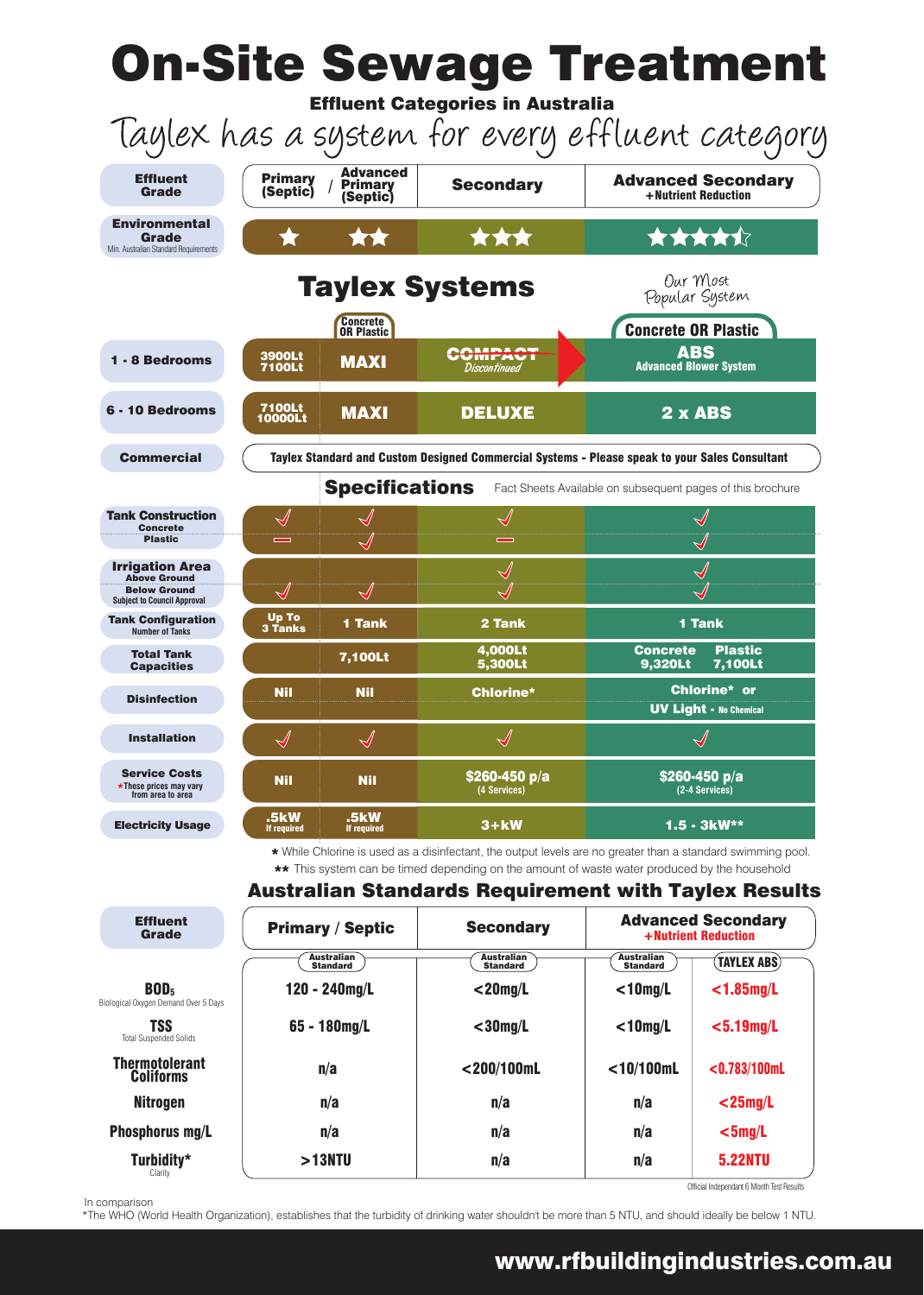# On-Site Sewage Treatment

**Effluent Categories in Australia**

*Taylex has a system for every effluent category*

| Effluent Grade | Primary (Septic) | Advanced Primary (Septic) | Secondary | Advanced Secondary +Nutrient Reduction |
|---|---|---|---|---|
| Environmental Grade (Min. Australian Standard Requirements) | ★ | ★★ | ★★★ | ★★★★½ |

## Taylex Systems

*Our Most Popular System*

| | Primary (Septic) | Advanced Primary (Septic) – Concrete OR Plastic | Secondary | Advanced Secondary – Concrete OR Plastic |
|---|---|---|---|---|
| 1 - 8 Bedrooms | 3900Lt 7100Lt | MAXI | ~~COMPACT~~ Discontinued | ABS Advanced Blower System |
| 6 - 10 Bedrooms | 7100Lt 10000Lt | MAXI | DELUXE | 2 x ABS |
| Commercial | Taylex Standard and Custom Designed Commercial Systems - Please speak to your Sales Consultant | | | |

## Specifications

Fact Sheets Available on subsequent pages of this brochure

| | Primary (Septic) | Advanced Primary (Septic) | Secondary | Advanced Secondary |
|---|---|---|---|---|
| Tank Construction – Concrete | ✓ | ✓ | ✓ | ✓ |
| Tank Construction – Plastic | – | ✓ | – | ✓ |
| Irrigation Area – Above Ground | | | ✓ | ✓ |
| Irrigation Area – Below Ground (Subject to Council Approval) | ✓ | ✓ | ✓ | ✓ |
| Tank Configuration (Number of Tanks) | Up To 3 Tanks | 1 Tank | 2 Tank | 1 Tank |
| Total Tank Capacities | | 7,100Lt | 4,000Lt 5,300Lt | Concrete 9,320Lt / Plastic 7,100Lt |
| Disinfection | Nil | Nil | Chlorine* | Chlorine* or UV Light - No Chemical |
| Installation | ✓ | ✓ | ✓ | ✓ |
| Service Costs (*These prices may vary from area to area) | Nil | Nil | $260-450 p/a (4 Services) | $260-450 p/a (2-4 Services) |
| Electricity Usage | .5kW If required | .5kW If required | 3+kW | 1.5 - 3kW** |

\* While Chlorine is used as a disinfectant, the output levels are no greater than a standard swimming pool.

\** This system can be timed depending on the amount of waste water produced by the household

## Australian Standards Requirement with Taylex Results

| Effluent Grade | Primary / Septic – Australian Standard | Secondary – Australian Standard | Advanced Secondary +Nutrient Reduction – Australian Standard | Advanced Secondary +Nutrient Reduction – TAYLEX ABS |
|---|---|---|---|---|
| $BOD_5$ (Biological Oxygen Demand Over 5 Days) | 120 - 240mg/L | <20mg/L | <10mg/L | <1.85mg/L |
| TSS (Total Suspended Solids) | 65 - 180mg/L | <30mg/L | <10mg/L | <5.19mg/L |
| Thermotolerant Coliforms | n/a | <200/100mL | <10/100mL | <0.783/100mL |
| Nitrogen | n/a | n/a | n/a | <25mg/L |
| Phosphorus mg/L | n/a | n/a | n/a | <5mg/L |
| Turbidity* (Clarity) | >13NTU | n/a | n/a | 5.22NTU |

Official Independant 6 Month Test Results

In comparison

*The WHO (World Health Organization), establishes that the turbidity of drinking water shouldn't be more than 5 NTU, and should ideally be below 1 NTU.

www.rfbuildingindustries.com.au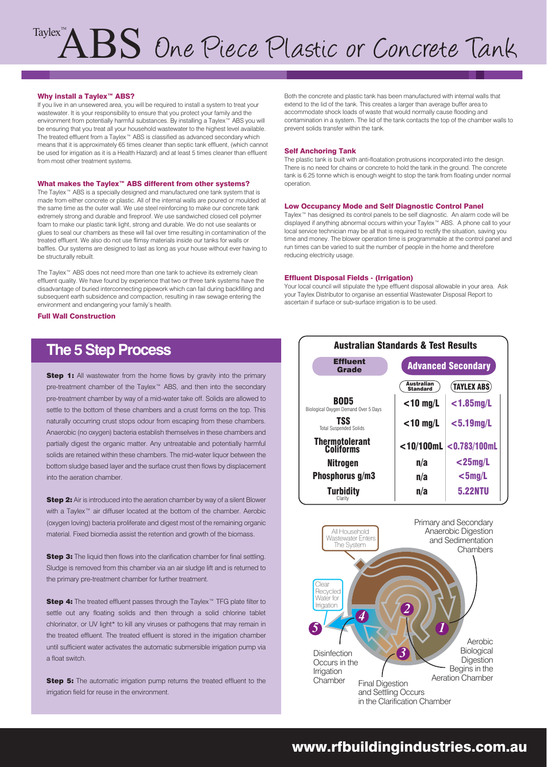# Taylex™ ABS One Piece Plastic or Concrete Tank

### Why install a Taylex™ ABS?

If you live in an unsewered area, you will be required to install a system to treat your wastewater. It is your responsibility to ensure that you protect your family and the environment from potentially harmful substances. By installing a Taylex™ ABS you will be ensuring that you treat all your household wastewater to the highest level available. The treated effluent from a Taylex™ ABS is classified as advanced secondary which means that it is approximately 65 times cleaner than septic tank effluent, (which cannot be used for irrigation as it is a Health Hazard) and at least 5 times cleaner than effluent from most other treatment systems.

### What makes the Taylex™ ABS different from other systems?

The Taylex™ ABS is a specially designed and manufactured one tank system that is made from either concrete or plastic. All of the internal walls are poured or moulded at the same time as the outer wall. We use steel reinforcing to make our concrete tank extremely strong and durable and fireproof. We use sandwiched closed cell polymer foam to make our plastic tank light, strong and durable. We do not use sealants or glues to seal our chambers as these will fail over time resulting in contamination of the treated effluent. We also do not use flimsy materials inside our tanks for walls or baffles. Our systems are designed to last as long as your house without ever having to be structurally rebuilt.

The Taylex™ ABS does not need more than one tank to achieve its extremely clean effluent quality. We have found by experience that two or three tank systems have the disadvantage of buried interconnecting pipework which can fail during backfilling and subsequent earth subsidence and compaction, resulting in raw sewage entering the environment and endangering your family's health.

### Full Wall Construction

Both the concrete and plastic tank has been manufactured with internal walls that extend to the lid of the tank. This creates a larger than average buffer area to accommodate shock loads of waste that would normally cause flooding and contamination in a system. The lid of the tank contacts the top of the chamber walls to prevent solids transfer within the tank.

### Self Anchoring Tank

The plastic tank is built with anti-floatation protrusions incorporated into the design. There is no need for chains or concrete to hold the tank in the ground. The concrete tank is 6.25 tonne which is enough weight to stop the tank from floating under normal operation.

### Low Occupancy Mode and Self Diagnostic Control Panel

Taylex™ has designed its control panels to be self diagnostic. An alarm code will be displayed if anything abnormal occurs within your Taylex™ ABS. A phone call to your local service technician may be all that is required to rectify the situation, saving you time and money. The blower operation time is programmable at the control panel and run times can be varied to suit the number of people in the home and therefore reducing electricity usage.

### Effluent Disposal Fields - (Irrigation)

Your local council will stipulate the type effluent disposal allowable in your area. Ask your Taylex Distributor to organise an essential Wastewater Disposal Report to ascertain if surface or sub-surface irrigation is to be used.

## The 5 Step Process

**Step 1:** All wastewater from the home flows by gravity into the primary pre-treatment chamber of the Taylex™ ABS, and then into the secondary pre-treatment chamber by way of a mid-water take off. Solids are allowed to settle to the bottom of these chambers and a crust forms on the top. This naturally occurring crust stops odour from escaping from these chambers. Anaerobic (no oxygen) bacteria establish themselves in these chambers and partially digest the organic matter. Any untreatable and potentially harmful solids are retained within these chambers. The mid-water liquor between the bottom sludge based layer and the surface crust then flows by displacement into the aeration chamber.

**Step 2:** Air is introduced into the aeration chamber by way of a silent Blower with a Taylex™ air diffuser located at the bottom of the chamber. Aerobic (oxygen loving) bacteria proliferate and digest most of the remaining organic material. Fixed biomedia assist the retention and growth of the biomass.

**Step 3:** The liquid then flows into the clarification chamber for final settling. Sludge is removed from this chamber via an air sludge lift and is returned to the primary pre-treatment chamber for further treatment.

**Step 4:** The treated effluent passes through the Taylex™ TFG plate filter to settle out any floating solids and then through a solid chlorine tablet chlorinator, or UV light* to kill any viruses or pathogens that may remain in the treated effluent. The treated effluent is stored in the irrigation chamber until sufficient water activates the automatic submersible irrigation pump via a float switch.

**Step 5:** The automatic irrigation pump returns the treated effluent to the irrigation field for reuse in the environment.

## Australian Standards & Test Results

| Effluent Grade | Advanced Secondary | |
|---|---|---|
| | Australian Standard | TAYLEX ABS |
| BOD5 (Biological Oxygen Demand Over 5 Days) | <10 mg/L | <1.85mg/L |
| TSS (Total Suspended Solids) | <10 mg/L | <5.19mg/L |
| Thermotolerant Coliforms | <10/100mL | <0.783/100mL |
| Nitrogen | n/a | <25mg/L |
| Phosphorus g/m3 | n/a | <5mg/L |
| Turbidity (Clarity) | n/a | 5.22NTU |

All Household Wastewater Enters The System

Primary and Secondary Anaerobic Digestion and Sedimentation Chambers

Clear Recycled Water for Irrigation

1. Primary and Secondary Anaerobic Digestion and Sedimentation Chambers
2. Aerobic Biological Digestion Begins in the Aeration Chamber
3. Final Digestion and Settling Occurs in the Clarification Chamber
4. Disinfection Occurs in the Irrigation Chamber
5. Clear Recycled Water for Irrigation

www.rfbuildingindustries.com.au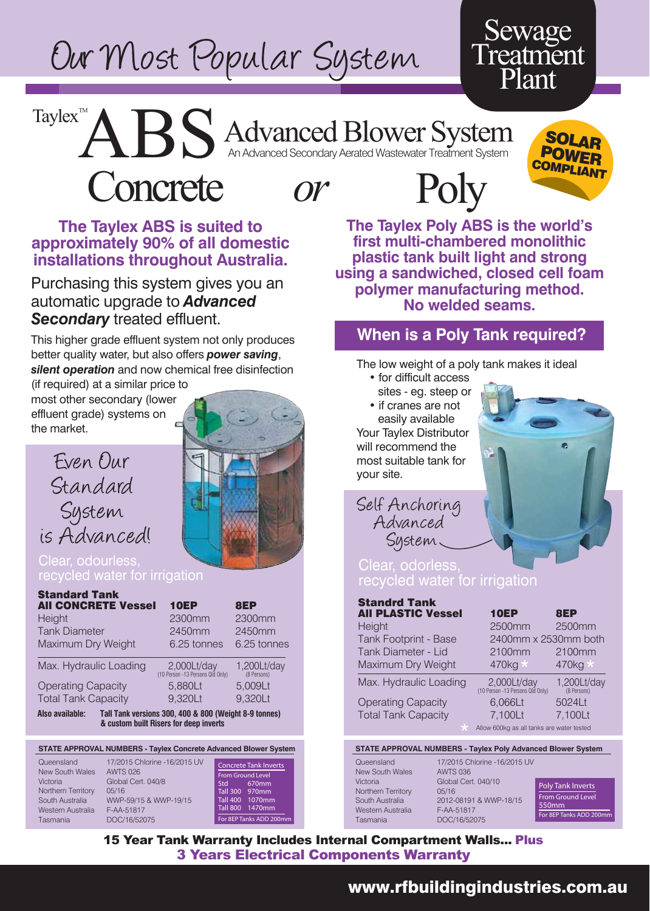# Our Most Popular System

## Sewage Treatment Plant

# Taylex™ ABS Advanced Blower System

An Advanced Secondary Aerated Wastewater Treatment System

**SOLAR POWER COMPLIANT**

## Concrete *or* Poly

### The Taylex ABS is suited to approximately 90% of all domestic installations throughout Australia.

Purchasing this system gives you an automatic upgrade to ***Advanced Secondary*** treated effluent.

This higher grade effluent system not only produces better quality water, but also offers ***power saving***, ***silent operation*** and now chemical free disinfection (if required) at a similar price to most other secondary (lower effluent grade) systems on the market.

Even Our Standard System is Advanced!

Clear, odourless, recycled water for irrigation

| **Standard Tank All CONCRETE Vessel** | **10EP** | **8EP** |
|---|---|---|
| Height | 2300mm | 2300mm |
| Tank Diameter | 2450mm | 2450mm |
| Maximum Dry Weight | 6.25 tonnes | 6.25 tonnes |
| Max. Hydraulic Loading | 2,000Lt/day (10 Person -13 Persons Qld Only) | 1,200Lt/day (8 Persons) |
| Operating Capacity | 5,880Lt | 5,009Lt |
| Total Tank Capacity | 9,320Lt | 9,320Lt |

**Also available:** **Tall Tank versions 300, 400 & 800 (Weight 8-9 tonnes) & custom built Risers for deep inverts**

**STATE APPROVAL NUMBERS - Taylex Concrete Advanced Blower System**

| State | Approval Number |
|---|---|
| Queensland | 17/2015 Chlorine -16/2015 UV |
| New South Wales | AWTS 026 |
| Victoria | Global Cert. 040/8 |
| Northern Territory | 05/16 |
| South Australia | WWP-59/15 & WWP-19/15 |
| Western Australia | F-AA-51817 |
| Tasmania | DOC/16/52075 |

**Concrete Tank Inverts**

| From Ground Level | |
|---|---|
| Std | 670mm |
| Tall 300 | 970mm |
| Tall 400 | 1070mm |
| Tall 800 | 1470mm |

For 8EP Tanks ADD 200mm

### The Taylex Poly ABS is the world's first multi-chambered monolithic plastic tank built light and strong using a sandwiched, closed cell foam polymer manufacturing method. No welded seams.

## When is a Poly Tank required?

The low weight of a poly tank makes it ideal

- for difficult access sites - eg. steep or
- if cranes are not easily available

Your Taylex Distributor will recommend the most suitable tank for your site.

Self Anchoring Advanced System

Clear, odorless, recycled water for irrigation

| **Standrd Tank All PLASTIC Vessel** | **10EP** | **8EP** |
|---|---|---|
| Height | 2500mm | 2500mm |
| Tank Footprint - Base | 2400mm x 2530mm both | |
| Tank Diameter - Lid | 2100mm | 2100mm |
| Maximum Dry Weight | 470kg * | 470kg * |
| Max. Hydraulic Loading | 2,000Lt/day (10 Person -13 Persons Qld Only) | 1,200Lt/day (8 Persons) |
| Operating Capacity | 6,066Lt | 5024Lt |
| Total Tank Capacity | 7,100Lt | 7,100Lt |

\* Allow 600kg as all tanks are water tested

**STATE APPROVAL NUMBERS - Taylex Poly Advanced Blower System**

| State | Approval Number |
|---|---|
| Queensland | 17/2015 Chlorine -16/2015 UV |
| New South Wales | AWTS 036 |
| Victoria | Global Cert. 040/10 |
| Northern Territory | 05/16 |
| South Australia | 2012-08191 & WWP-18/15 |
| Western Australia | F-AA-51817 |
| Tasmania | DOC/16/52075 |

**Poly Tank Inverts**

From Ground Level 550mm

For 8EP Tanks ADD 200mm

**15 Year Tank Warranty Includes Internal Compartment Walls... Plus 3 Years Electrical Components Warranty**

**www.rfbuildingindustries.com.au**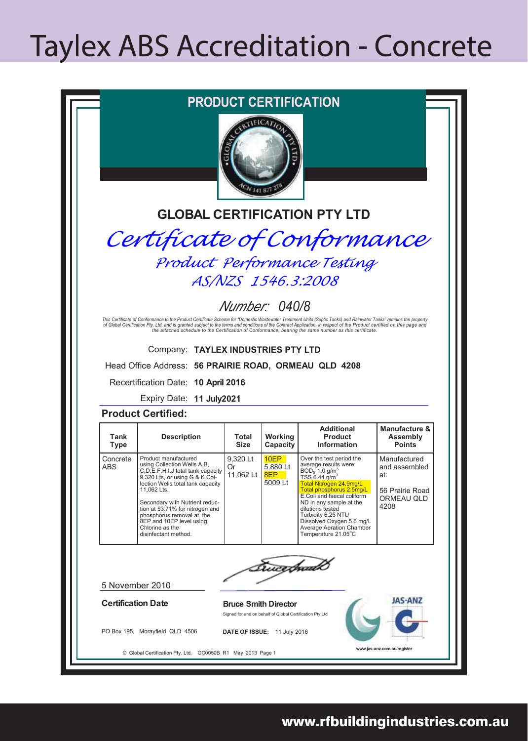# Taylex ABS Accreditation - Concrete

## PRODUCT CERTIFICATION

GLOBAL CERTIFICATION PTY LTD

ACN 141 877 278

### GLOBAL CERTIFICATION PTY LTD

# *Certificate of Conformance*

## *Product Performance Testing*

## *AS/NZS 1546.3:2008*

### *Number: 040/8*

*This Certificate of Conformance to the Product Certificate Scheme for "Domestic Wastewater Treatment Units (Septic Tanks) and Rainwater Tanks" remains the property of Global Certification Pty. Ltd. and is granted subject to the terms and conditions of the Contract Application, in respect of the Product certified on this page and the attached schedule to the Certification of Conformance, bearing the same number as this certificate.*

Company: **TAYLEX INDUSTRIES PTY LTD**

Head Office Address: **56 PRAIRIE ROAD, ORMEAU QLD 4208**

Recertification Date: **10 April 2016**

Expiry Date: **11 July2021**

**Product Certified:**

| Tank Type | Description | Total Size | Working Capacity | Additional Product Information | Manufacture & Assembly Points |
|---|---|---|---|---|---|
| Concrete ABS | Product manufactured using Collection Wells A,B, C,D,E,F,H,I,J total tank capacity 9,320 Lts, or using G & K Collection Wells total tank capacity 11,062 Lts.<br><br>Secondary with Nutrient reduction at 53.71% for nitrogen and phosphorus removal at the 8EP and 10EP level using Chlorine as the disinfectant method. | 9,320 Lt Or 11,062 Lt | 10EP 5,880 Lt 8EP 5009 Lt | Over the test period the average results were: $BOD_5$ 1.0 g/m$^3$ TSS 6.44 g/m$^3$ Total Nitrogen 24.9mg/L Total phosphorus 2.5mg/L E.Coli and faecal coliform ND in any sample at the dilutions tested Turbidity 6.25 NTU Dissolved Oxygen 5.6 mg/L Average Aeration Chamber Temperature 21.05°C | Manufactured and assembled at:<br><br>56 Prairie Road ORMEAU QLD 4208 |

5 November 2010

**Certification Date**

**Bruce Smith Director**

Signed for and on behalf of Global Certification Pty Ltd

PO Box 195, Morayfield QLD 4506

**DATE OF ISSUE:** 11 July 2016

JAS-ANZ

www.jas-anz.com.au/register

© Global Certification Pty. Ltd. GC0050B R1 May 2013 Page 1

www.rfbuildingindustries.com.au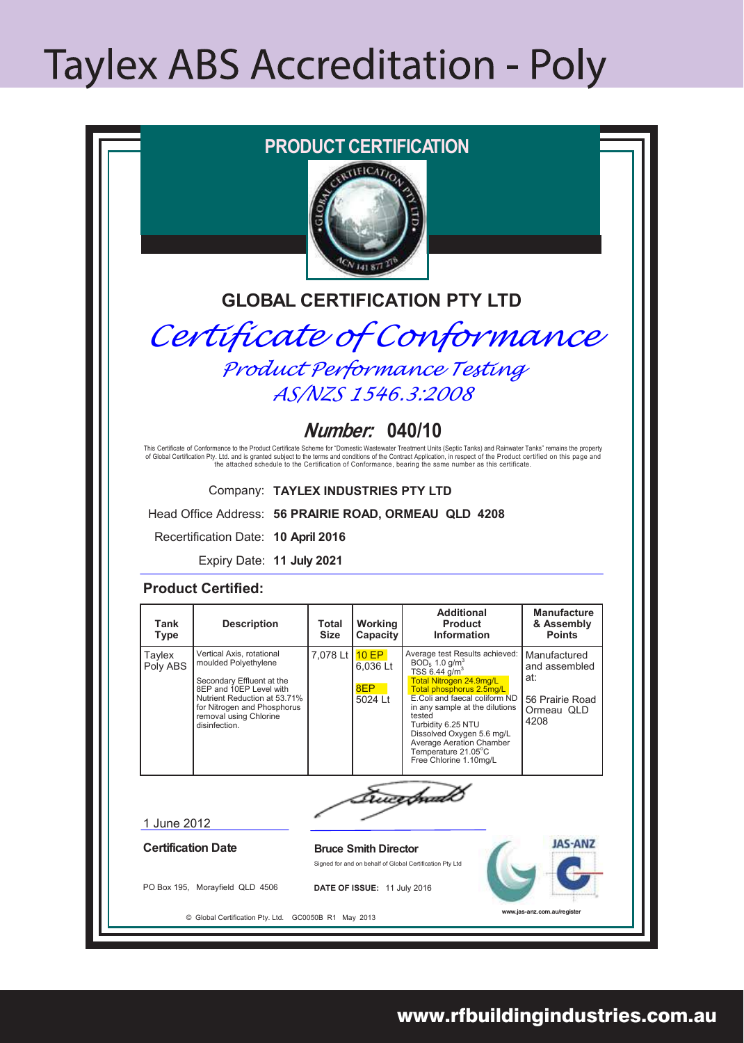# Taylex ABS Accreditation - Poly

## PRODUCT CERTIFICATION

GLOBAL CERTIFICATION PTY LTD

# *Certificate of Conformance*

## *Product Performance Testing*
## *AS/NZS 1546.3:2008*

### *Number:* 040/10

This Certificate of Conformance to the Product Certificate Scheme for "Domestic Wastewater Treatment Units (Septic Tanks) and Rainwater Tanks" remains the property of Global Certification Pty. Ltd. and is granted subject to the terms and conditions of the Contract Application, in respect of the Product certified on this page and the attached schedule to the Certification of Conformance, bearing the same number as this certificate.

Company: **TAYLEX INDUSTRIES PTY LTD**

Head Office Address: **56 PRAIRIE ROAD, ORMEAU QLD 4208**

Recertification Date: **10 April 2016**

Expiry Date: **11 July 2021**

**Product Certified:**

| Tank Type | Description | Total Size | Working Capacity | Additional Product Information | Manufacture & Assembly Points |
|---|---|---|---|---|---|
| Taylex Poly ABS | Vertical Axis, rotational moulded Polyethylene<br><br>Secondary Effluent at the 8EP and 10EP Level with Nutrient Reduction at 53.71% for Nitrogen and Phosphorus removal using Chlorine disinfection. | 7,078 Lt | 10 EP<br>6,036 Lt<br><br>8EP<br>5024 Lt | Average test Results achieved:<br>$BOD_5$ 1.0 g/m$^3$<br>TSS 6.44 g/m$^3$<br>Total Nitrogen 24.9mg/L<br>Total phosphorus 2.5mg/L<br>E.Coli and faecal coliform ND in any sample at the dilutions tested<br>Turbidity 6.25 NTU<br>Dissolved Oxygen 5.6 mg/L<br>Average Aeration Chamber Temperature 21.05°C<br>Free Chlorine 1.10mg/L | Manufactured and assembled at:<br><br>56 Prairie Road Ormeau QLD 4208 |

1 June 2012

**Certification Date**

**Bruce Smith Director**

Signed for and on behalf of Global Certification Pty Ltd

PO Box 195, Morayfield QLD 4506

**DATE OF ISSUE:** 11 July 2016

JAS-ANZ

www.jas-anz.com.au/register

© Global Certification Pty. Ltd. GC0050B R1 May 2013

www.rfbuildingindustries.com.au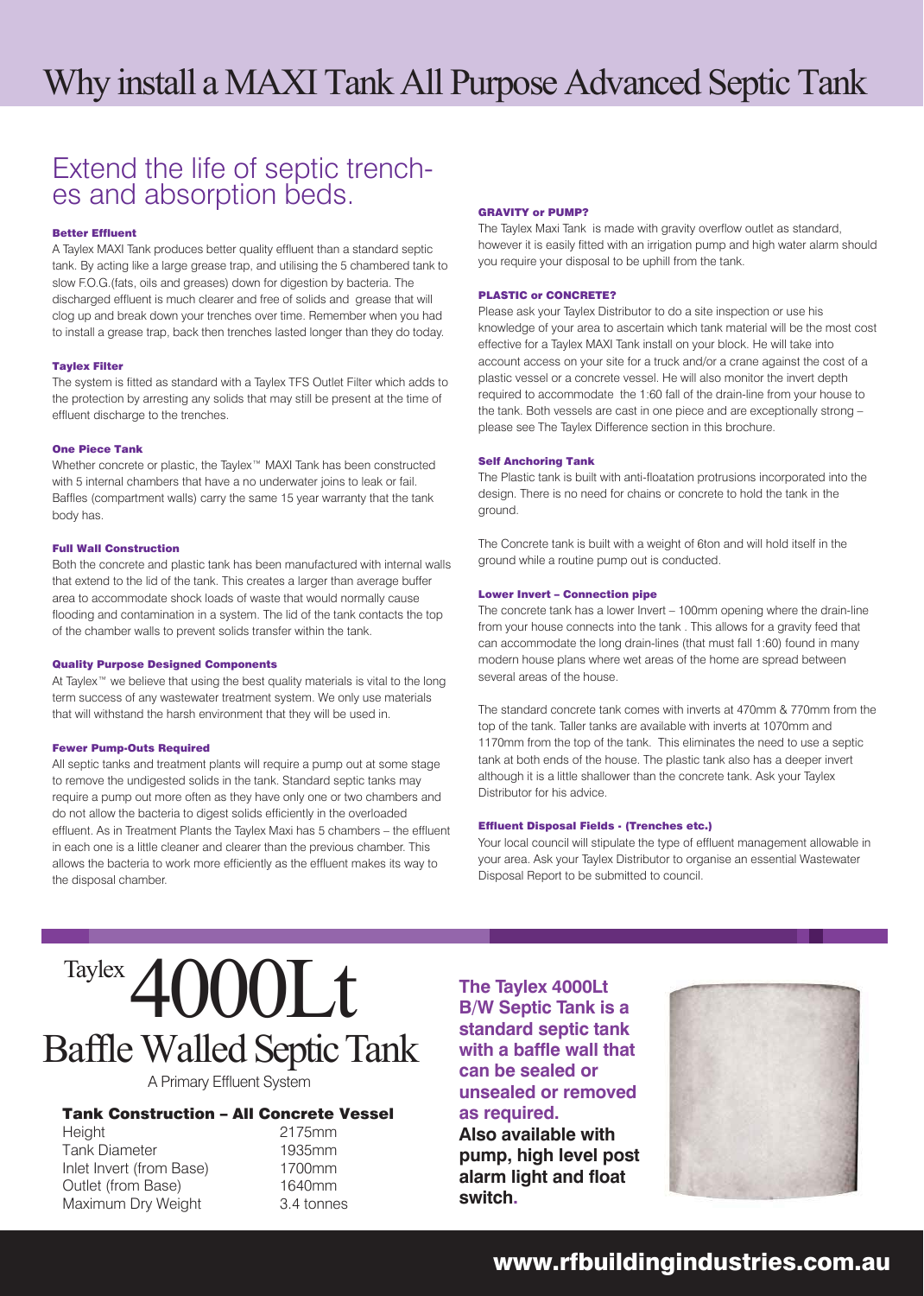# Why install a MAXI Tank All Purpose Advanced Septic Tank

## Extend the life of septic trenches and absorption beds.

#### Better Effluent

A Taylex MAXI Tank produces better quality effluent than a standard septic tank. By acting like a large grease trap, and utilising the 5 chambered tank to slow F.O.G.(fats, oils and greases) down for digestion by bacteria. The discharged effluent is much clearer and free of solids and grease that will clog up and break down your trenches over time. Remember when you had to install a grease trap, back then trenches lasted longer than they do today.

#### Taylex Filter

The system is fitted as standard with a Taylex TFS Outlet Filter which adds to the protection by arresting any solids that may still be present at the time of effluent discharge to the trenches.

#### One Piece Tank

Whether concrete or plastic, the Taylex™ MAXI Tank has been constructed with 5 internal chambers that have a no underwater joins to leak or fail. Baffles (compartment walls) carry the same 15 year warranty that the tank body has.

#### Full Wall Construction

Both the concrete and plastic tank has been manufactured with internal walls that extend to the lid of the tank. This creates a larger than average buffer area to accommodate shock loads of waste that would normally cause flooding and contamination in a system. The lid of the tank contacts the top of the chamber walls to prevent solids transfer within the tank.

#### Quality Purpose Designed Components

At Taylex™ we believe that using the best quality materials is vital to the long term success of any wastewater treatment system. We only use materials that will withstand the harsh environment that they will be used in.

#### Fewer Pump-Outs Required

All septic tanks and treatment plants will require a pump out at some stage to remove the undigested solids in the tank. Standard septic tanks may require a pump out more often as they have only one or two chambers and do not allow the bacteria to digest solids efficiently in the overloaded effluent. As in Treatment Plants the Taylex Maxi has 5 chambers – the effluent in each one is a little cleaner and clearer than the previous chamber. This allows the bacteria to work more efficiently as the effluent makes its way to the disposal chamber.

#### GRAVITY or PUMP?

The Taylex Maxi Tank is made with gravity overflow outlet as standard, however it is easily fitted with an irrigation pump and high water alarm should you require your disposal to be uphill from the tank.

#### PLASTIC or CONCRETE?

Please ask your Taylex Distributor to do a site inspection or use his knowledge of your area to ascertain which tank material will be the most cost effective for a Taylex MAXI Tank install on your block. He will take into account access on your site for a truck and/or a crane against the cost of a plastic vessel or a concrete vessel. He will also monitor the invert depth required to accommodate the 1:60 fall of the drain-line from your house to the tank. Both vessels are cast in one piece and are exceptionally strong – please see The Taylex Difference section in this brochure.

#### Self Anchoring Tank

The Plastic tank is built with anti-floatation protrusions incorporated into the design. There is no need for chains or concrete to hold the tank in the ground.

The Concrete tank is built with a weight of 6ton and will hold itself in the ground while a routine pump out is conducted.

#### Lower Invert – Connection pipe

The concrete tank has a lower Invert – 100mm opening where the drain-line from your house connects into the tank . This allows for a gravity feed that can accommodate the long drain-lines (that must fall 1:60) found in many modern house plans where wet areas of the home are spread between several areas of the house.

The standard concrete tank comes with inverts at 470mm & 770mm from the top of the tank. Taller tanks are available with inverts at 1070mm and 1170mm from the top of the tank. This eliminates the need to use a septic tank at both ends of the house. The plastic tank also has a deeper invert although it is a little shallower than the concrete tank. Ask your Taylex Distributor for his advice.

#### Effluent Disposal Fields - (Trenches etc.)

Your local council will stipulate the type of effluent management allowable in your area. Ask your Taylex Distributor to organise an essential Wastewater Disposal Report to be submitted to council.

## Taylex 4000Lt Baffle Walled Septic Tank

A Primary Effluent System

#### Tank Construction – All Concrete Vessel

| | |
|---|---|
| Height | 2175mm |
| Tank Diameter | 1935mm |
| Inlet Invert (from Base) | 1700mm |
| Outlet (from Base) | 1640mm |
| Maximum Dry Weight | 3.4 tonnes |

**The Taylex 4000Lt B/W Septic Tank is a standard septic tank with a baffle wall that can be sealed or unsealed or removed as required.**

**Also available with pump, high level post alarm light and float switch.**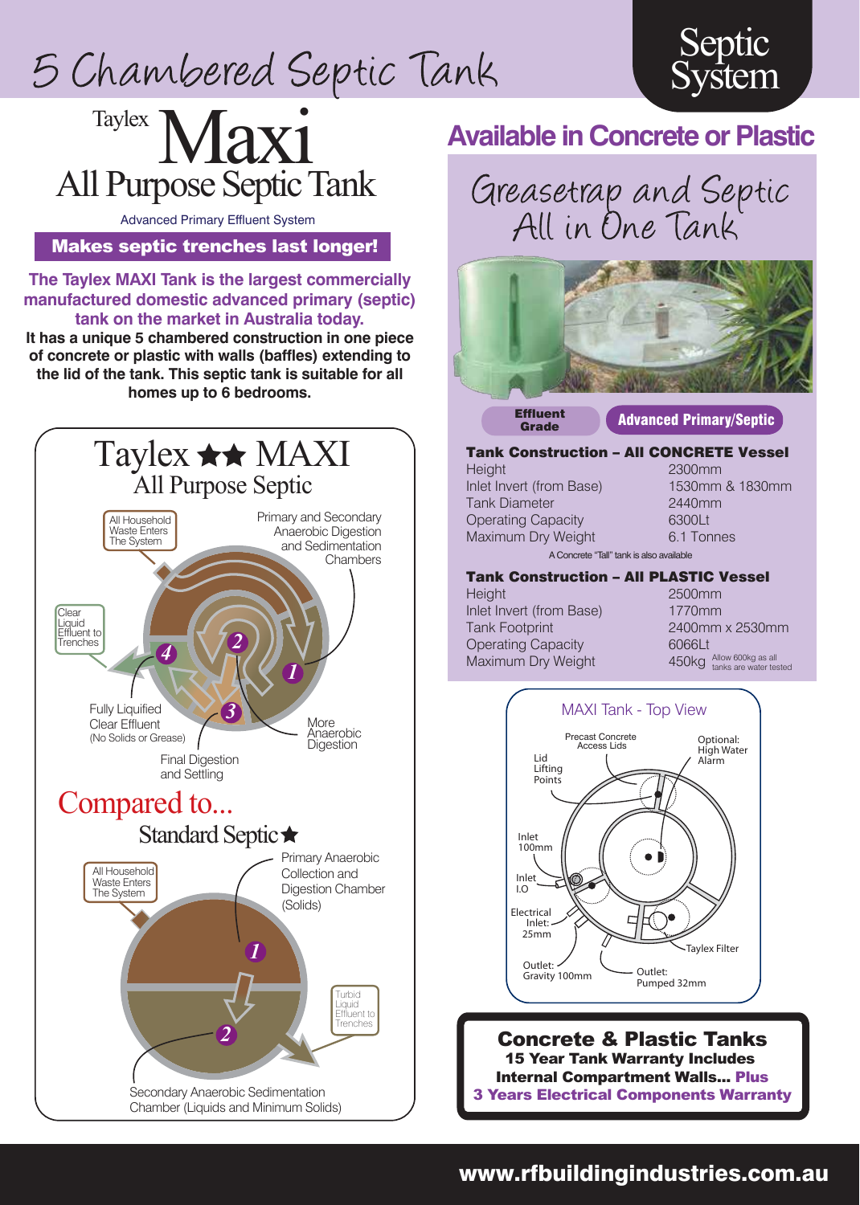# 5 Chambered Septic Tank

Septic System

Taylex **Maxi**

## All Purpose Septic Tank

Advanced Primary Effluent System

**Makes septic trenches last longer!**

**The Taylex MAXI Tank is the largest commercially manufactured domestic advanced primary (septic) tank on the market in Australia today.**

**It has a unique 5 chambered construction in one piece of concrete or plastic with walls (baffles) extending to the lid of the tank. This septic tank is suitable for all homes up to 6 bedrooms.**

### Taylex ★★ MAXI
All Purpose Septic

- All Household Waste Enters The System
- Primary and Secondary Anaerobic Digestion and Sedimentation Chambers
- Clear Liquid Effluent to Trenches
- Fully Liquified Clear Effluent (No Solids or Grease)
- More Anaerobic Digestion
- Final Digestion and Settling

### Compared to...
Standard Septic ★

- All Household Waste Enters The System
- Primary Anaerobic Collection and Digestion Chamber (Solids)
- Turbid Liquid Effluent to Trenches
- Secondary Anaerobic Sedimentation Chamber (Liquids and Minimum Solids)

## Available in Concrete or Plastic

### Greasetrap and Septic All in One Tank

Effluent Grade: **Advanced Primary/Septic**

**Tank Construction – All CONCRETE Vessel**

| | |
|---|---|
| Height | 2300mm |
| Inlet Invert (from Base) | 1530mm & 1830mm |
| Tank Diameter | 2440mm |
| Operating Capacity | 6300Lt |
| Maximum Dry Weight | 6.1 Tonnes |

A Concrete "Tall" tank is also available

**Tank Construction – All PLASTIC Vessel**

| | |
|---|---|
| Height | 2500mm |
| Inlet Invert (from Base) | 1770mm |
| Tank Footprint | 2400mm x 2530mm |
| Operating Capacity | 6066Lt |
| Maximum Dry Weight | 450kg (Allow 600kg as all tanks are water tested) |

### MAXI Tank - Top View

- Precast Concrete Access Lids
- Optional: High Water Alarm
- Lid Lifting Points
- Inlet 100mm
- Inlet I.O
- Electrical Inlet: 25mm
- Taylex Filter
- Outlet: Gravity 100mm
- Outlet: Pumped 32mm

**Concrete & Plastic Tanks**
**15 Year Tank Warranty Includes Internal Compartment Walls... Plus 3 Years Electrical Components Warranty**

**www.rfbuildingindustries.com.au**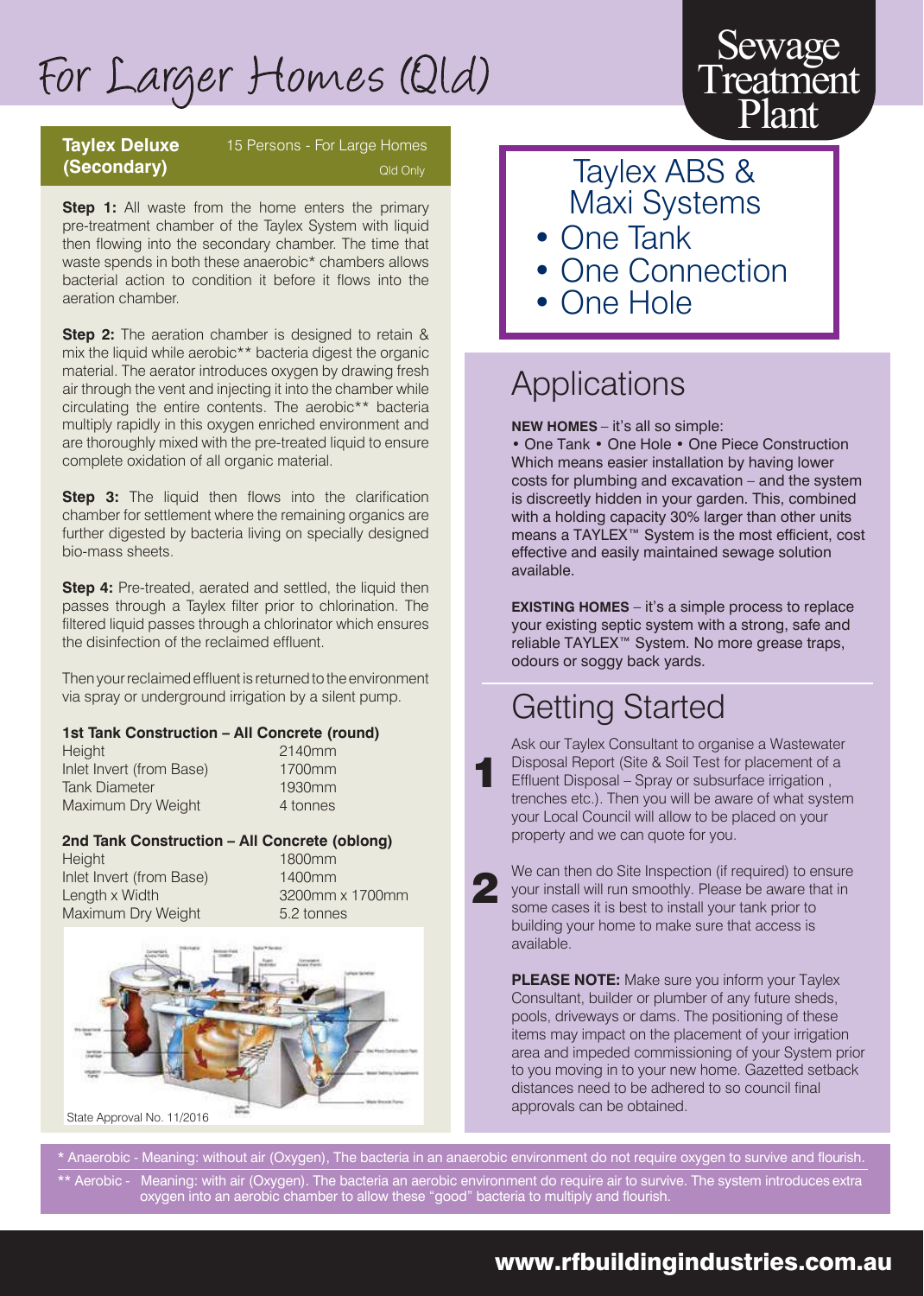# For Larger Homes (Qld)

Sewage Treatment Plant

**Taylex Deluxe (Secondary)** 15 Persons - For Large Homes

Qld Only

**Step 1:** All waste from the home enters the primary pre-treatment chamber of the Taylex System with liquid then flowing into the secondary chamber. The time that waste spends in both these anaerobic* chambers allows bacterial action to condition it before it flows into the aeration chamber.

**Step 2:** The aeration chamber is designed to retain & mix the liquid while aerobic** bacteria digest the organic material. The aerator introduces oxygen by drawing fresh air through the vent and injecting it into the chamber while circulating the entire contents. The aerobic** bacteria multiply rapidly in this oxygen enriched environment and are thoroughly mixed with the pre-treated liquid to ensure complete oxidation of all organic material.

**Step 3:** The liquid then flows into the clarification chamber for settlement where the remaining organics are further digested by bacteria living on specially designed bio-mass sheets.

**Step 4:** Pre-treated, aerated and settled, the liquid then passes through a Taylex filter prior to chlorination. The filtered liquid passes through a chlorinator which ensures the disinfection of the reclaimed effluent.

Then your reclaimed effluent is returned to the environment via spray or underground irrigation by a silent pump.

**1st Tank Construction – All Concrete (round)**

| | |
|---|---|
| Height | 2140mm |
| Inlet Invert (from Base) | 1700mm |
| Tank Diameter | 1930mm |
| Maximum Dry Weight | 4 tonnes |

**2nd Tank Construction – All Concrete (oblong)**

| | |
|---|---|
| Height | 1800mm |
| Inlet Invert (from Base) | 1400mm |
| Length x Width | 3200mm x 1700mm |
| Maximum Dry Weight | 5.2 tonnes |

State Approval No. 11/2016

## Taylex ABS & Maxi Systems

- One Tank
- One Connection
- One Hole

## Applications

**NEW HOMES** – it's all so simple:
• One Tank • One Hole • One Piece Construction
Which means easier installation by having lower costs for plumbing and excavation – and the system is discreetly hidden in your garden. This, combined with a holding capacity 30% larger than other units means a TAYLEX™ System is the most efficient, cost effective and easily maintained sewage solution available.

**EXISTING HOMES** – it's a simple process to replace your existing septic system with a strong, safe and reliable TAYLEX™ System. No more grease traps, odours or soggy back yards.

## Getting Started

**1** Ask our Taylex Consultant to organise a Wastewater Disposal Report (Site & Soil Test for placement of a Effluent Disposal – Spray or subsurface irrigation , trenches etc.). Then you will be aware of what system your Local Council will allow to be placed on your property and we can quote for you.

**2** We can then do Site Inspection (if required) to ensure your install will run smoothly. Please be aware that in some cases it is best to install your tank prior to building your home to make sure that access is available.

**PLEASE NOTE:** Make sure you inform your Taylex Consultant, builder or plumber of any future sheds, pools, driveways or dams. The positioning of these items may impact on the placement of your irrigation area and impeded commissioning of your System prior to you moving in to your new home. Gazetted setback distances need to be adhered to so council final approvals can be obtained.

* Anaerobic - Meaning: without air (Oxygen), The bacteria in an anaerobic environment do not require oxygen to survive and flourish.

** Aerobic - Meaning: with air (Oxygen). The bacteria an aerobic environment do require air to survive. The system introduces extra oxygen into an aerobic chamber to allow these "good" bacteria to multiply and flourish.

**www.rfbuildingindustries.com.au**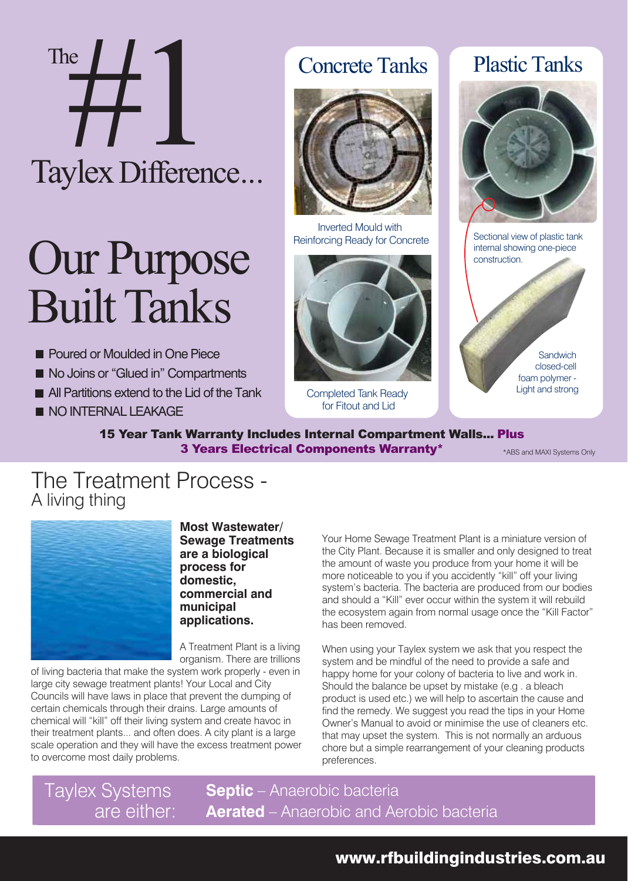# The #1 Taylex Difference...

# Our Purpose Built Tanks

- Poured or Moulded in One Piece
- No Joins or "Glued in" Compartments
- All Partitions extend to the Lid of the Tank
- NO INTERNAL LEAKAGE

## Concrete Tanks

Inverted Mould with Reinforcing Ready for Concrete

Completed Tank Ready for Fitout and Lid

## Plastic Tanks

Sectional view of plastic tank internal showing one-piece construction.

Sandwich closed-cell foam polymer - Light and strong

**15 Year Tank Warranty Includes Internal Compartment Walls... Plus 3 Years Electrical Components Warranty***

*ABS and MAXI Systems Only

## The Treatment Process - A living thing

**Most Wastewater/ Sewage Treatments are a biological process for domestic, commercial and municipal applications.**

A Treatment Plant is a living organism. There are trillions of living bacteria that make the system work properly - even in large city sewage treatment plants! Your Local and City Councils will have laws in place that prevent the dumping of certain chemicals through their drains. Large amounts of chemical will "kill" off their living system and create havoc in their treatment plants... and often does. A city plant is a large scale operation and they will have the excess treatment power to overcome most daily problems.

Your Home Sewage Treatment Plant is a miniature version of the City Plant. Because it is smaller and only designed to treat the amount of waste you produce from your home it will be more noticeable to you if you accidently "kill" off your living system's bacteria. The bacteria are produced from our bodies and should a "Kill" ever occur within the system it will rebuild the ecosystem again from normal usage once the "Kill Factor" has been removed.

When using your Taylex system we ask that you respect the system and be mindful of the need to provide a safe and happy home for your colony of bacteria to live and work in. Should the balance be upset by mistake (e.g . a bleach product is used etc.) we will help to ascertain the cause and find the remedy. We suggest you read the tips in your Home Owner's Manual to avoid or minimise the use of cleaners etc. that may upset the system. This is not normally an arduous chore but a simple rearrangement of your cleaning products preferences.

Taylex Systems are either:

**Septic** – Anaerobic bacteria
**Aerated** – Anaerobic and Aerobic bacteria

**www.rfbuildingindustries.com.au**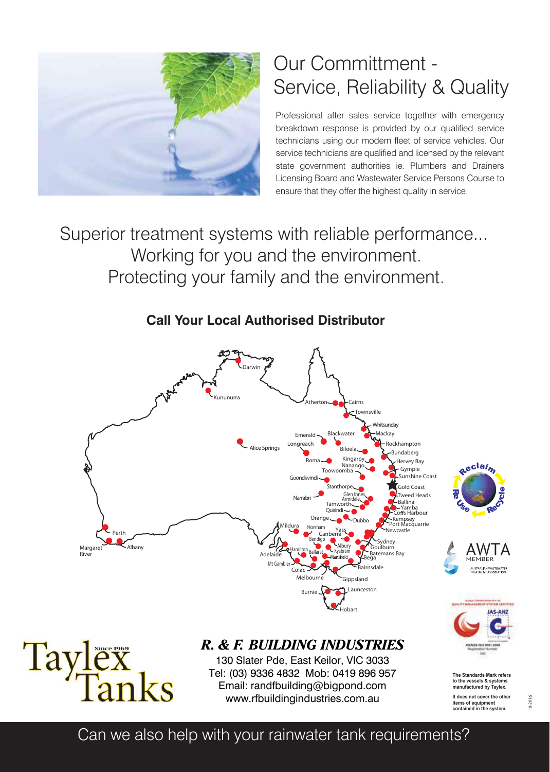# Our Committment - Service, Reliability & Quality

Professional after sales service together with emergency breakdown response is provided by our qualified service technicians using our modern fleet of service vehicles. Our service technicians are qualified and licensed by the relevant state government authorities ie. Plumbers and Drainers Licensing Board and Wastewater Service Persons Course to ensure that they offer the highest quality in service.

Superior treatment systems with reliable performance...
Working for you and the environment.
Protecting your family and the environment.

**Call Your Local Authorised Distributor**

Darwin
Kununurra
Atherton
Cairns
Townsville
Whitsunday
Mackay
Emerald
Blackwater
Longreach
Rockhampton
Alice Springs
Biloela
Bundaberg
Roma
Kingaroy
Hervey Bay
Nanango
Gympie
Toowoomba
Sunshine Coast
Goondiwindi
Gold Coast
Stanthorpe
Glen Innes
Tweed Heads
Narrabri
Armidale
Ballina
Tamworth
Yamba
Quirindi
Coffs Harbour
Orange
Kempsey
Dubbo
Port Macquarrie
Mildura
Horsham
Yass
Newcastle
Perth
Canberra
Bendigo
Sydney
Margaret River
Albany
Albury
Goulburn
Adelaide
Hamilton
Ballarat
Kyabram
Batemans Bay
Mansfield
Bega
Mt Gambier
Colac
Bairnsdale
Melbourne
Gippsland
Burnie
Launceston
Hobart

Reclaim Re Use Recycle

AWTA MEMBER
AUSTRALIAN WASTEWATER TREATMENT ASSOCIATION

JAS-ANZ
AS/NZS ISO 9001:2008

Taylex Since 1969 Tanks

***R. & F. BUILDING INDUSTRIES***

130 Slater Pde, East Keilor, VIC 3033
Tel: (03) 9336 4832 Mob: 0419 896 957
Email: randfbuilding@bigpond.com
www.rfbuildingindustries.com.au

**The Standards Mark refers to the vessels & systems manufactured by Taylex.**

**It does not cover the other items of equipment contained in the system.**

10-2016

Can we also help with your rainwater tank requirements?